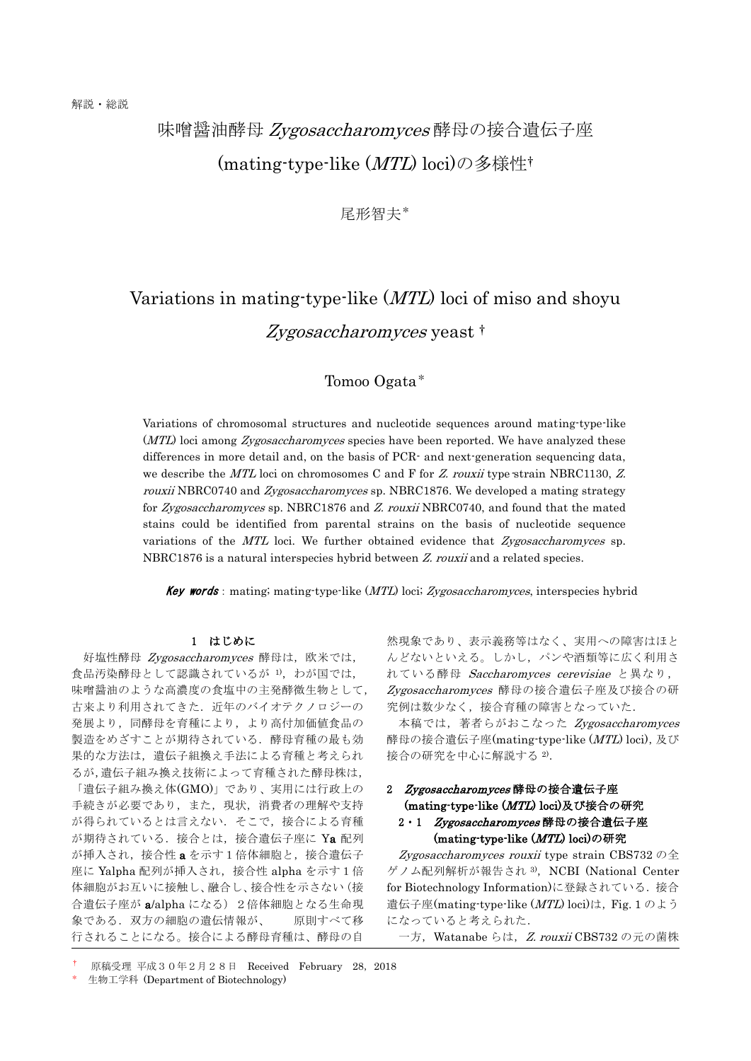解説・総説

# 味噌醤油酵母 *Zygosaccharomyces* 酵母の接合遺伝子座 (mating-type-like (*MTL*) loci)の多様性†

尾形智夫*

# Variations in mating-type-like (*MTL*) loci of miso and shoyu *Zygosaccharomyces* yeast †

Tomoo Ogata*

Variations of chromosomal structures and nucleotide sequences around mating-type-like (*MTL*) loci among *Zygosaccharomyces* species have been reported. We have analyzed these differences in more detail and, on the basis of PCR- and next-generation sequencing data, we describe the *MTL* loci on chromosomes C and F for *Z. rouxii* type-strain NBRC1130, *Z. rouxii* NBRC0740 and *Zygosaccharomyces* sp. NBRC1876. We developed a mating strategy for *Zygosaccharomyces* sp. NBRC1876 and *Z. rouxii* NBRC0740, and found that the mated stains could be identified from parental strains on the basis of nucleotide sequence variations of the *MTL* loci. We further obtained evidence that *Zygosaccharomyces* sp. NBRC1876 is a natural interspecies hybrid between *Z. rouxii* and a related species.

***Key words*** : mating; mating-type-like (*MTL*) loci; *Zygosaccharomyces*, interspecies hybrid

## 1 はじめに

好塩性酵母 *Zygosaccharomyces* 酵母は，欧米では，食品汚染酵母として認識されているが [1]，わが国では，味噌醤油のような高濃度の食塩中の主発酵微生物として，古来より利用されてきた．近年のバイオテクノロジーの発展より，同酵母を育種により，より高付加価値食品の製造をめざすことが期待されている．酵母育種の最も効果的な方法は，遺伝子組換え手法による育種と考えられるが，遺伝子組み換え技術によって育種された酵母株は，「遺伝子組み換え体(GMO)」であり、実用には行政上の手続きが必要であり，また，現状，消費者の理解や支持が得られているとは言えない．そこで，接合による育種が期待されている．接合とは，接合遺伝子座に Ya 配列が挿入され，接合性 **a** を示す 1 倍体細胞と，接合遺伝子座に Yalpha 配列が挿入され，接合性 alpha を示す 1 倍体細胞がお互いに接触し、融合し、接合性を示さない（接合遺伝子座が **a**/alpha になる） 2 倍体細胞となる生命現象である．双方の細胞の遺伝情報が、　原則すべて移行されることになる。接合による酵母育種は、酵母の自然現象であり、表示義務等はなく、実用への障害はほとんどないといえる。しかし，パンや酒類等に広く利用されている酵母 *Saccharomyces cerevisiae* と異なり，*Zygosaccharomyces* 酵母の接合遺伝子座及び接合の研究例は数少なく，接合育種の障害となっていた．

本稿では，著者らがおこなった *Zygosaccharomyces* 酵母の接合遺伝子座(mating-type-like (*MTL*) loci)，及び接合の研究を中心に解説する [2]．

## 2 *Zygosaccharomyces* 酵母の接合遺伝子座 (mating-type-like (*MTL*) loci)及び接合の研究

### 2・1 *Zygosaccharomyces* 酵母の接合遺伝子座 (mating-type-like (*MTL*) loci)の研究

*Zygosaccharomyces rouxii* type strain CBS732 の全ゲノム配列解析が報告され [3]，NCBI (National Center for Biotechnology Information)に登録されている．接合遺伝子座(mating-type-like (*MTL*) loci)は，Fig. 1 のようになっていると考えられた．

一方，Watanabe らは，*Z. rouxii* CBS732 の元の菌株

† 原稿受理 平成３０年２月２８日 Received February 28, 2018

\* 生物工学科 (Department of Biotechnology)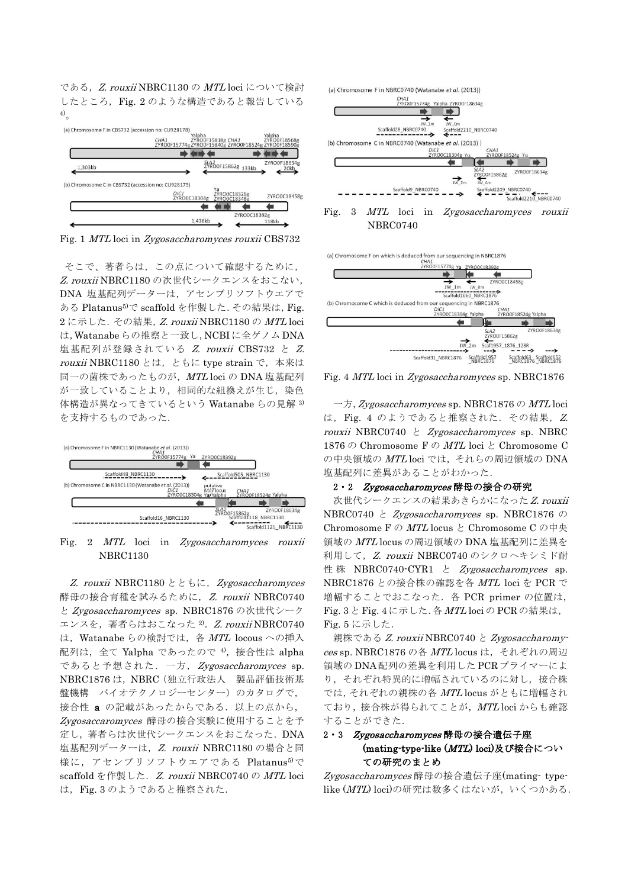である，*Z. rouxii* NBRC1130 の *MTL* loci について検討したところ，Fig. 2 のような構造であると報告している[4]。

Fig. 1 *MTL* loci in *Zygosaccharomyces rouxii* CBS732

そこで，著者らは，この点について確認するために，*Z. rouxii* NBRC1180 の次世代シークエンスをおこない，DNA 塩基配列データーは，アセンブリソフトウエアである Platanus[5]で scaffold を作製した．その結果は，Fig. 2 に示した．その結果，*Z. rouxii* NBRC1180 の *MTL* loci は，Watanabe らの推察と一致し，NCBI に全ゲノム DNA 塩基配列が登録されている *Z. rouxii* CBS732 と *Z. rouxii* NBRC1180 とは，ともに type strain で，本来は同一の菌株であったものが，*MTL* loci の DNA 塩基配列が一致していることより，相同的な組換えが生じ，染色体構造が異なってきているという Watanabe らの見解[3]を支持するものであった．

Fig. 2 *MTL* loci in *Zygosaccharomyces rouxii* NBRC1130

*Z. rouxii* NBRC1180 とともに，*Zygosaccharomyces* 酵母の接合育種を試みるために，*Z. rouxii* NBRC0740 と *Zygosaccharomyces* sp. NBRC1876 の次世代シークエンスを，著者らはおこなった[2]．*Z. rouxii* NBRC0740 は，Watanabe らの検討では，各 *MTL* locous への挿入配列は，全て Yalpha であったので[4]，接合性は alpha であると予想された．一方，*Zygosaccharomyces* sp. NBRC1876 は，NBRC（独立行政法人　製品評価技術基盤機構　バイオテクノロジーセンター）のカタログで，接合性 **a** の記載があったからである．以上の点から，*Zygosaccaromyces* 酵母の接合実験に使用することを予定し，著者らは次世代シークエンスをおこなった．DNA 塩基配列データーは，*Z. rouxii* NBRC1180 の場合と同様に，アセンブリソフトウエアである Platanus[5]で scaffold を作製した．*Z. rouxii* NBRC0740 の *MTL* loci は，Fig. 3 のようであると推察された．

Fig. 3 *MTL* loci in *Zygosaccharomyces rouxii* NBRC0740

Fig. 4 *MTL* loci in *Zygosaccharomyces* sp. NBRC1876

一方，*Zygosaccharomyces* sp. NBRC1876 の *MTL* loci は，Fig. 4 のようであると推察された．その結果，*Z. rouxii* NBRC0740 と *Zygosaccharomyces* sp. NBRC 1876 の Chromosome F の *MTL* loci と Chromosome C の中央領域の *MTL* loci では，それらの周辺領域の DNA 塩基配列に差異があることがわかった．

### 2・2　*Zygosaccharomyces* 酵母の接合の研究

次世代シークエンスの結果あきらかになった *Z. rouxii* NBRC0740 と *Zygosaccharomyces* sp. NBRC1876 の Chromosome F の *MTL* locus と Chromosome C の中央領域の *MTL* locus の周辺領域の DNA 塩基配列に差異を利用して，*Z. rouxii* NBRC0740 のシクロヘキシミド耐性株 NBRC0740-CYR1 と *Zygosaccharomyces* sp. NBRC1876 との接合株の確認を各 *MTL* loci を PCR で増幅することでおこなった．各 PCR primer の位置は，Fig. 3 と Fig. 4 に示した．各 *MTL* loci の PCR の結果は，Fig. 5 に示した．

親株である *Z. rouxii* NBRC0740 と *Zygosaccharomyces* sp. NBRC1876 の各 *MTL* locus は，それぞれの周辺領域の DNA 配列の差異を利用した PCR プライマーにより，それぞれ特異的に増幅されているのに対し，接合株では，それぞれの親株の各 *MTL* locus がともに増幅されており，接合株が得られてことが，*MTL* loci からも確認することができた．

### 2・3　*Zygosaccharomyces* 酵母の接合遺伝子座 (mating-type-like (*MTL*) loci)及び接合についての研究のまとめ

*Zygosaccharomyces* 酵母の接合遺伝子座(mating- type-like (*MTL*) loci)の研究は数多くはないが，いくつかある．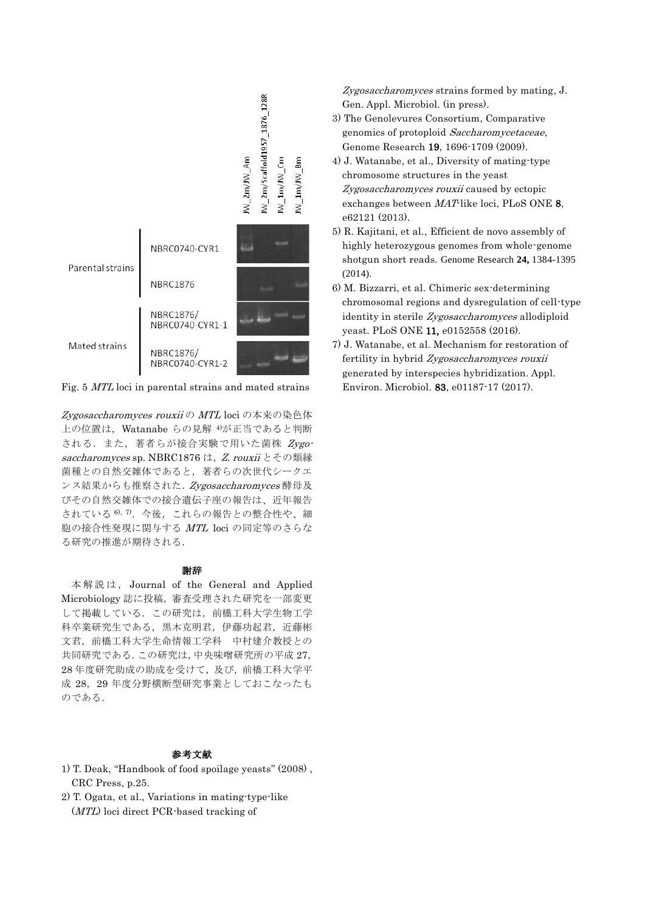JW_2m/JW_Am

JW_2m/Scaffold1957_1876_128R

JW_1m/JW_Cm

JW_1m/JW_Bm

Parental strains

NBRC0740-CYR1

NBRC1876

Mated strains

NBRC1876/ NBRC0740-CYR1-1

NBRC1876/ NBRC0740-CYR1-2

Fig. 5 *MTL* loci in parental strains and mated strains

*Zygosaccharomyces rouxii* の *MTL* loci の本来の染色体上の位置は，Watanabe らの見解 [4]が正当であると判断される．また，著者らが接合実験で用いた菌株 *Zygosaccharomyces* sp. NBRC1876 は，*Z. rouxii* とその類縁菌種との自然交雑体であると，著者らの次世代シークエンス結果からも推察された．*Zygosaccharomyces* 酵母及びその自然交雑体での接合遺伝子座の報告は、近年報告されている [6, 7]．今後，これらの報告との整合性や、細胞の接合性発現に関与する *MTL* loci の同定等のさらなる研究の推進が期待される．

## 謝辞

本解説は，Journal of the General and Applied Microbiology 誌に投稿，審査受理された研究を一部変更して掲載している．この研究は，前橋工科大学生物工学科卒業研究生である，黒木克明君，伊藤功起君，近藤彬文君，前橋工科大学生命情報工学科　中村建介教授との共同研究である．この研究は，中央味噌研究所の平成 27，28 年度研究助成の助成を受けて，及び，前橋工科大学平成 28，29 年度分野横断型研究事業としておこなったものである．

## 参考文献

1) T. Deak, “Handbook of food spoilage yeasts” (2008) , CRC Press, p.25.
2) T. Ogata, et al., Variations in mating-type-like (*MTL*) loci direct PCR-based tracking of *Zygosaccharomyces* strains formed by mating, J. Gen. Appl. Microbiol. (in press).
3) The Genolevures Consortium, Comparative genomics of protoploid *Saccharomycetaceae*, Genome Research **19**, 1696-1709 (2009).
4) J. Watanabe, et al., Diversity of mating-type chromosome structures in the yeast *Zygosaccharomyces rouxii* caused by ectopic exchanges between *MAT*-like loci, PLoS ONE **8**, e62121 (2013).
5) R. Kajitani, et al., Efficient de novo assembly of highly heterozygous genomes from whole-genome shotgun short reads. Genome Research **24,** 1384-1395 (2014).
6) M. Bizzarri, et al. Chimeric sex-determining chromosomal regions and dysregulation of cell-type identity in sterile *Zygosaccharomyces* allodiploid yeast. PLoS ONE **11,** e0152558 (2016).
7) J. Watanabe, et al. Mechanism for restoration of fertility in hybrid *Zygosaccharomyces rouxii* generated by interspecies hybridization. Appl. Environ. Microbiol. **83**, e01187-17 (2017).